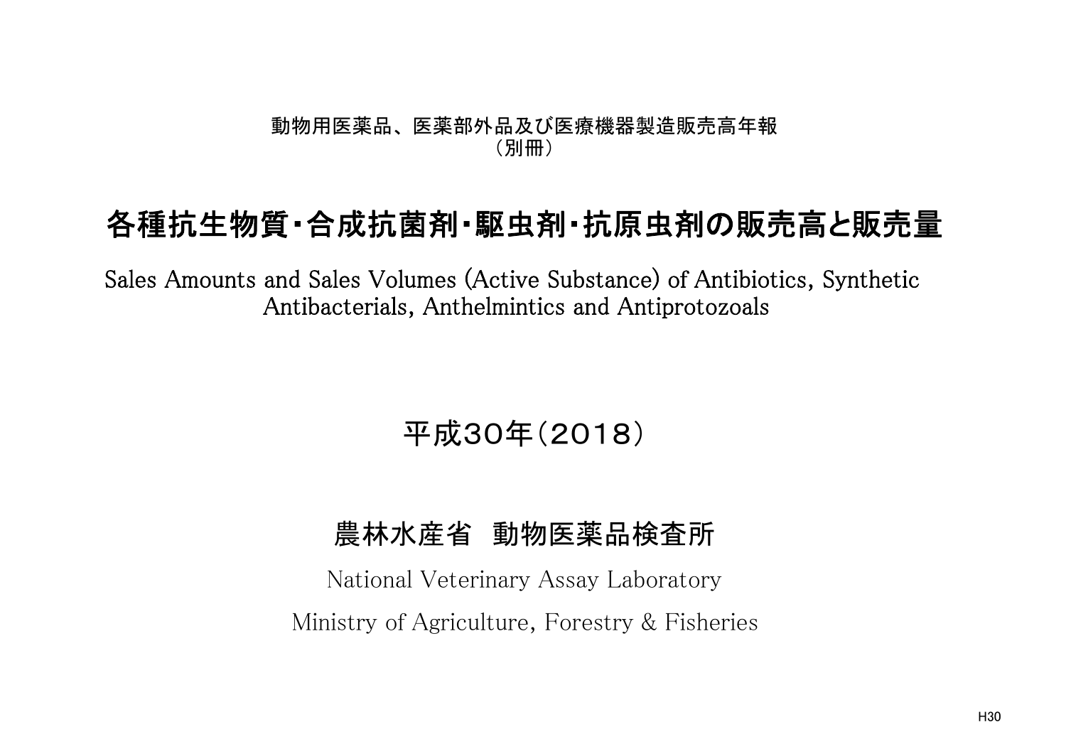動物用医薬品、医薬部外品及び医療機器製造販売高年報
（別冊）

# 各種抗生物質・合成抗菌剤・駆虫剤・抗原虫剤の販売高と販売量

Sales Amounts and Sales Volumes (Active Substance) of Antibiotics, Synthetic Antibacterials, Anthelmintics and Antiprotozoals

## 平成30年（2018）

## 農林水産省　動物医薬品検査所

National Veterinary Assay Laboratory

Ministry of Agriculture, Forestry & Fisheries

H30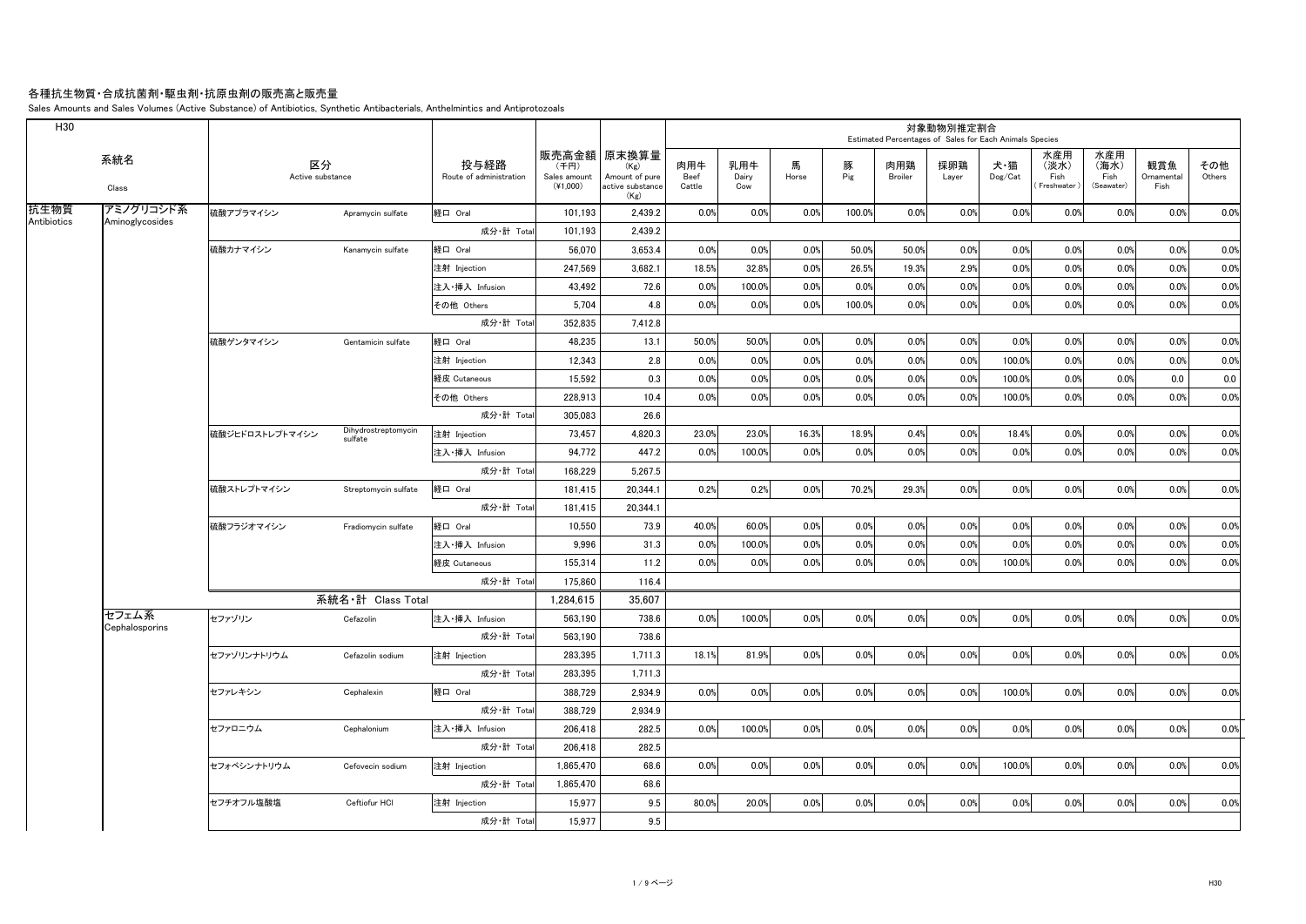# 各種抗生物質・合成抗菌剤・駆虫剤・抗原虫剤の販売高と販売量

Sales Amounts and Sales Volumes (Active Substance) of Antibiotics, Synthetic Antibacterials, Anthelmintics and Antiprotozoals

H30

| 系統名 Class | | 区分 Active substance | | 投与経路 Route of administration | 販売高金額 (千円) Sales amount (¥1,000) | 原末換算量 (Kg) Amount of pure active substance (Kg) | 対象動物別推定割合 Estimated Percentages of Sales for Each Animals Species | | | | | | | | | | |
|---|---|---|---|---|---|---|---|---|---|---|---|---|---|---|---|---|---|
| | | | | | | | 肉用牛 Beef Cattle | 乳用牛 Dairy Cow | 馬 Horse | 豚 Pig | 肉用鶏 Broiler | 採卵鶏 Layer | 犬・猫 Dog/Cat | 水産用（淡水）Fish (Freshwater) | 水産用（海水）Fish (Seawater) | 観賞魚 Ornamental Fish | その他 Others |
| 抗生物質 Antibiotics | アミノグリコシド系 Aminoglycosides | 硫酸アプラマイシン | Apramycin sulfate | 経口 Oral | 101,193 | 2,439.2 | 0.0% | 0.0% | 0.0% | 100.0% | 0.0% | 0.0% | 0.0% | 0.0% | 0.0% | 0.0% | 0.0% |
| | | | | 成分・計 Total | 101,193 | 2,439.2 | | | | | | | | | | | |
| | | 硫酸カナマイシン | Kanamycin sulfate | 経口 Oral | 56,070 | 3,653.4 | 0.0% | 0.0% | 0.0% | 50.0% | 50.0% | 0.0% | 0.0% | 0.0% | 0.0% | 0.0% | 0.0% |
| | | | | 注射 Injection | 247,569 | 3,682.1 | 18.5% | 32.8% | 0.0% | 26.5% | 19.3% | 2.9% | 0.0% | 0.0% | 0.0% | 0.0% | 0.0% |
| | | | | 注入・挿入 Infusion | 43,492 | 72.6 | 0.0% | 100.0% | 0.0% | 0.0% | 0.0% | 0.0% | 0.0% | 0.0% | 0.0% | 0.0% | 0.0% |
| | | | | その他 Others | 5,704 | 4.8 | 0.0% | 0.0% | 0.0% | 100.0% | 0.0% | 0.0% | 0.0% | 0.0% | 0.0% | 0.0% | 0.0% |
| | | | | 成分・計 Total | 352,835 | 7,412.8 | | | | | | | | | | | |
| | | 硫酸ゲンタマイシン | Gentamicin sulfate | 経口 Oral | 48,235 | 13.1 | 50.0% | 50.0% | 0.0% | 0.0% | 0.0% | 0.0% | 0.0% | 0.0% | 0.0% | 0.0% | 0.0% |
| | | | | 注射 Injection | 12,343 | 2.8 | 0.0% | 0.0% | 0.0% | 0.0% | 0.0% | 0.0% | 100.0% | 0.0% | 0.0% | 0.0% | 0.0% |
| | | | | 経皮 Cutaneous | 15,592 | 0.3 | 0.0% | 0.0% | 0.0% | 0.0% | 0.0% | 0.0% | 100.0% | 0.0% | 0.0% | 0.0 | 0.0 |
| | | | | その他 Others | 228,913 | 10.4 | 0.0% | 0.0% | 0.0% | 0.0% | 0.0% | 0.0% | 100.0% | 0.0% | 0.0% | 0.0% | 0.0% |
| | | | | 成分・計 Total | 305,083 | 26.6 | | | | | | | | | | | |
| | | 硫酸ジヒドロストレプトマイシン | Dihydrostreptomycin sulfate | 注射 Injection | 73,457 | 4,820.3 | 23.0% | 23.0% | 16.3% | 18.9% | 0.4% | 0.0% | 18.4% | 0.0% | 0.0% | 0.0% | 0.0% |
| | | | | 注入・挿入 Infusion | 94,772 | 447.2 | 0.0% | 100.0% | 0.0% | 0.0% | 0.0% | 0.0% | 0.0% | 0.0% | 0.0% | 0.0% | 0.0% |
| | | | | 成分・計 Total | 168,229 | 5,267.5 | | | | | | | | | | | |
| | | 硫酸ストレプトマイシン | Streptomycin sulfate | 経口 Oral | 181,415 | 20,344.1 | 0.2% | 0.2% | 0.0% | 70.2% | 29.3% | 0.0% | 0.0% | 0.0% | 0.0% | 0.0% | 0.0% |
| | | | | 成分・計 Total | 181,415 | 20,344.1 | | | | | | | | | | | |
| | | 硫酸フラジオマイシン | Fradiomycin sulfate | 経口 Oral | 10,550 | 73.9 | 40.0% | 60.0% | 0.0% | 0.0% | 0.0% | 0.0% | 0.0% | 0.0% | 0.0% | 0.0% | 0.0% |
| | | | | 注入・挿入 Infusion | 9,996 | 31.3 | 0.0% | 100.0% | 0.0% | 0.0% | 0.0% | 0.0% | 0.0% | 0.0% | 0.0% | 0.0% | 0.0% |
| | | | | 経皮 Cutaneous | 155,314 | 11.2 | 0.0% | 0.0% | 0.0% | 0.0% | 0.0% | 0.0% | 100.0% | 0.0% | 0.0% | 0.0% | 0.0% |
| | | | | 成分・計 Total | 175,860 | 116.4 | | | | | | | | | | | |
| | | 系統名・計 Class Total | | | 1,284,615 | 35,607 | | | | | | | | | | | |
| | セフェム系 Cephalosporins | セファゾリン | Cefazolin | 注入・挿入 Infusion | 563,190 | 738.6 | 0.0% | 100.0% | 0.0% | 0.0% | 0.0% | 0.0% | 0.0% | 0.0% | 0.0% | 0.0% | 0.0% |
| | | | | 成分・計 Total | 563,190 | 738.6 | | | | | | | | | | | |
| | | セファゾリンナトリウム | Cefazolin sodium | 注射 Injection | 283,395 | 1,711.3 | 18.1% | 81.9% | 0.0% | 0.0% | 0.0% | 0.0% | 0.0% | 0.0% | 0.0% | 0.0% | 0.0% |
| | | | | 成分・計 Total | 283,395 | 1,711.3 | | | | | | | | | | | |
| | | セファレキシン | Cephalexin | 経口 Oral | 388,729 | 2,934.9 | 0.0% | 0.0% | 0.0% | 0.0% | 0.0% | 0.0% | 100.0% | 0.0% | 0.0% | 0.0% | 0.0% |
| | | | | 成分・計 Total | 388,729 | 2,934.9 | | | | | | | | | | | |
| | | セファロニウム | Cephalonium | 注入・挿入 Infusion | 206,418 | 282.5 | 0.0% | 100.0% | 0.0% | 0.0% | 0.0% | 0.0% | 0.0% | 0.0% | 0.0% | 0.0% | 0.0% |
| | | | | 成分・計 Total | 206,418 | 282.5 | | | | | | | | | | | |
| | | セフォベシンナトリウム | Cefovecin sodium | 注射 Injection | 1,865,470 | 68.6 | 0.0% | 0.0% | 0.0% | 0.0% | 0.0% | 0.0% | 100.0% | 0.0% | 0.0% | 0.0% | 0.0% |
| | | | | 成分・計 Total | 1,865,470 | 68.6 | | | | | | | | | | | |
| | | セフチオフル塩酸塩 | Ceftiofur HCl | 注射 Injection | 15,977 | 9.5 | 80.0% | 20.0% | 0.0% | 0.0% | 0.0% | 0.0% | 0.0% | 0.0% | 0.0% | 0.0% | 0.0% |
| | | | | 成分・計 Total | 15,977 | 9.5 | | | | | | | | | | | |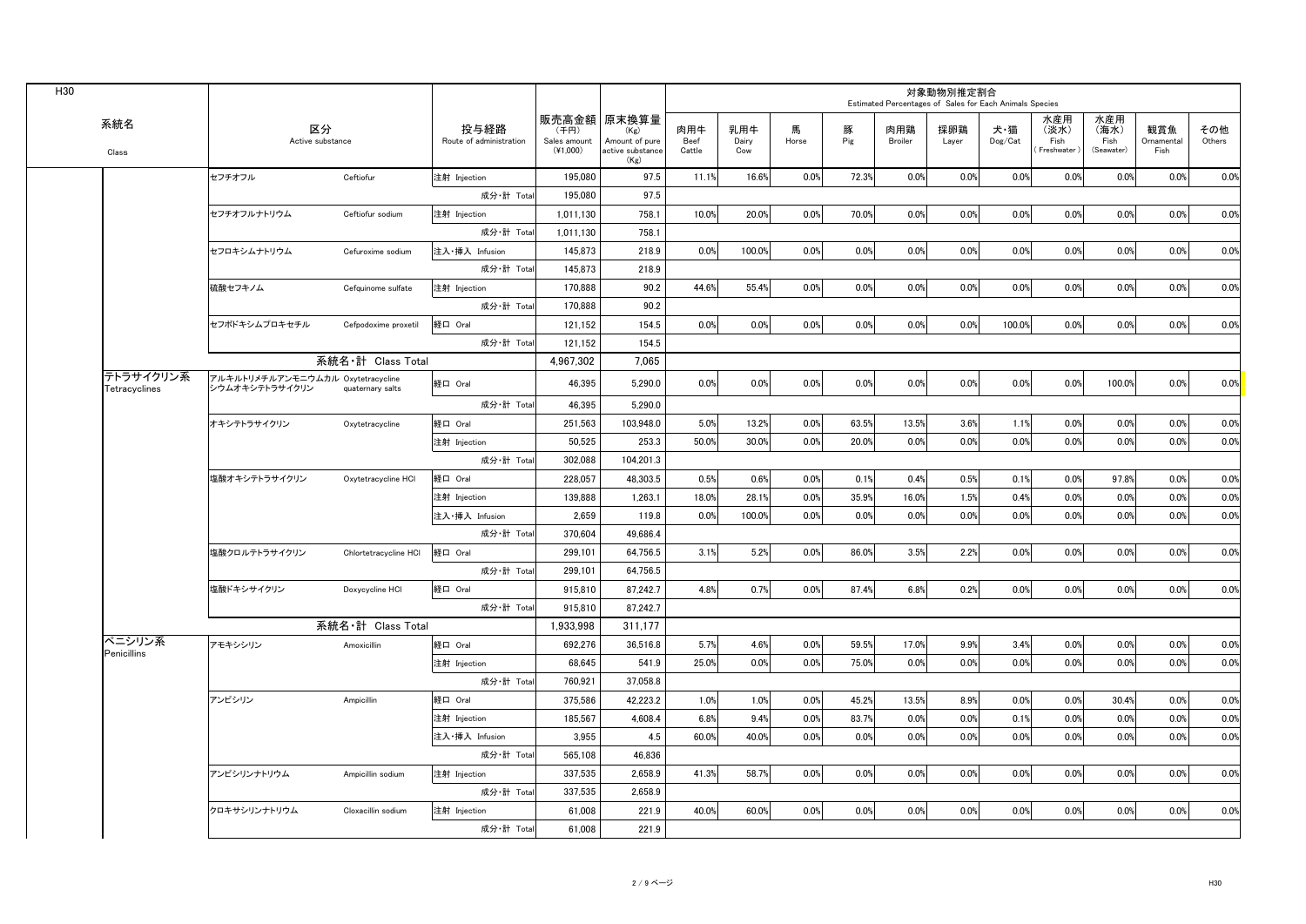H30

| 系統名 Class | 区分 Active substance | | 投与経路 Route of administration | 販売高金額 (千円) Sales amount (¥1,000) | 原末換算量 (Kg) Amount of pure active substance (Kg) | 対象動物別推定割合 Estimated Percentages of Sales for Each Animals Species | | | | | | | | | | |
|---|---|---|---|---|---|---|---|---|---|---|---|---|---|---|---|---|
| | | | | | | 肉用牛 Beef Cattle | 乳用牛 Dairy Cow | 馬 Horse | 豚 Pig | 肉用鶏 Broiler | 採卵鶏 Layer | 犬・猫 Dog/Cat | 水産用 (淡水) Fish (Freshwater) | 水産用 (海水) Fish (Seawater) | 観賞魚 Ornamental Fish | その他 Others |
| | セフチオフル | Ceftiofur | 注射 Injection | 195,080 | 97.5 | 11.1% | 16.6% | 0.0% | 72.3% | 0.0% | 0.0% | 0.0% | 0.0% | 0.0% | 0.0% | 0.0% |
| | | | 成分・計 Total | 195,080 | 97.5 | | | | | | | | | | | |
| | セフチオフルナトリウム | Ceftiofur sodium | 注射 Injection | 1,011,130 | 758.1 | 10.0% | 20.0% | 0.0% | 70.0% | 0.0% | 0.0% | 0.0% | 0.0% | 0.0% | 0.0% | 0.0% |
| | | | 成分・計 Total | 1,011,130 | 758.1 | | | | | | | | | | | |
| | セフロキシムナトリウム | Cefuroxime sodium | 注入・挿入 Infusion | 145,873 | 218.9 | 0.0% | 100.0% | 0.0% | 0.0% | 0.0% | 0.0% | 0.0% | 0.0% | 0.0% | 0.0% | 0.0% |
| | | | 成分・計 Total | 145,873 | 218.9 | | | | | | | | | | | |
| | 硫酸セフキノム | Cefquinome sulfate | 注射 Injection | 170,888 | 90.2 | 44.6% | 55.4% | 0.0% | 0.0% | 0.0% | 0.0% | 0.0% | 0.0% | 0.0% | 0.0% | 0.0% |
| | | | 成分・計 Total | 170,888 | 90.2 | | | | | | | | | | | |
| | セフポドキシムプロキセチル | Cefpodoxime proxetil | 経口 Oral | 121,152 | 154.5 | 0.0% | 0.0% | 0.0% | 0.0% | 0.0% | 0.0% | 100.0% | 0.0% | 0.0% | 0.0% | 0.0% |
| | | | 成分・計 Total | 121,152 | 154.5 | | | | | | | | | | | |
| | 系統名・計 Class Total | | | 4,967,302 | 7,065 | | | | | | | | | | | |
| テトラサイクリン系 Tetracyclines | アルキルトリメチルアンモニウムカルシウムオキシテトラサイクリン | Oxytetracycline quaternary salts | 経口 Oral | 46,395 | 5,290.0 | 0.0% | 0.0% | 0.0% | 0.0% | 0.0% | 0.0% | 0.0% | 0.0% | 100.0% | 0.0% | 0.0% |
| | | | 成分・計 Total | 46,395 | 5,290.0 | | | | | | | | | | | |
| | オキシテトラサイクリン | Oxytetracycline | 経口 Oral | 251,563 | 103,948.0 | 5.0% | 13.2% | 0.0% | 63.5% | 13.5% | 3.6% | 1.1% | 0.0% | 0.0% | 0.0% | 0.0% |
| | | | 注射 Injection | 50,525 | 253.3 | 50.0% | 30.0% | 0.0% | 20.0% | 0.0% | 0.0% | 0.0% | 0.0% | 0.0% | 0.0% | 0.0% |
| | | | 成分・計 Total | 302,088 | 104,201.3 | | | | | | | | | | | |
| | 塩酸オキシテトラサイクリン | Oxytetracycline HCl | 経口 Oral | 228,057 | 48,303.5 | 0.5% | 0.6% | 0.0% | 0.1% | 0.4% | 0.5% | 0.1% | 0.0% | 97.8% | 0.0% | 0.0% |
| | | | 注射 Injection | 139,888 | 1,263.1 | 18.0% | 28.1% | 0.0% | 35.9% | 16.0% | 1.5% | 0.4% | 0.0% | 0.0% | 0.0% | 0.0% |
| | | | 注入・挿入 Infusion | 2,659 | 119.8 | 0.0% | 100.0% | 0.0% | 0.0% | 0.0% | 0.0% | 0.0% | 0.0% | 0.0% | 0.0% | 0.0% |
| | | | 成分・計 Total | 370,604 | 49,686.4 | | | | | | | | | | | |
| | 塩酸クロルテトラサイクリン | Chlortetracycline HCl | 経口 Oral | 299,101 | 64,756.5 | 3.1% | 5.2% | 0.0% | 86.0% | 3.5% | 2.2% | 0.0% | 0.0% | 0.0% | 0.0% | 0.0% |
| | | | 成分・計 Total | 299,101 | 64,756.5 | | | | | | | | | | | |
| | 塩酸ドキシサイクリン | Doxycycline HCl | 経口 Oral | 915,810 | 87,242.7 | 4.8% | 0.7% | 0.0% | 87.4% | 6.8% | 0.2% | 0.0% | 0.0% | 0.0% | 0.0% | 0.0% |
| | | | 成分・計 Total | 915,810 | 87,242.7 | | | | | | | | | | | |
| | 系統名・計 Class Total | | | 1,933,998 | 311,177 | | | | | | | | | | | |
| ペニシリン系 Penicillins | アモキシシリン | Amoxicillin | 経口 Oral | 692,276 | 36,516.8 | 5.7% | 4.6% | 0.0% | 59.5% | 17.0% | 9.9% | 3.4% | 0.0% | 0.0% | 0.0% | 0.0% |
| | | | 注射 Injection | 68,645 | 541.9 | 25.0% | 0.0% | 0.0% | 75.0% | 0.0% | 0.0% | 0.0% | 0.0% | 0.0% | 0.0% | 0.0% |
| | | | 成分・計 Total | 760,921 | 37,058.8 | | | | | | | | | | | |
| | アンピシリン | Ampicillin | 経口 Oral | 375,586 | 42,223.2 | 1.0% | 1.0% | 0.0% | 45.2% | 13.5% | 8.9% | 0.0% | 0.0% | 30.4% | 0.0% | 0.0% |
| | | | 注射 Injection | 185,567 | 4,608.4 | 6.8% | 9.4% | 0.0% | 83.7% | 0.0% | 0.0% | 0.1% | 0.0% | 0.0% | 0.0% | 0.0% |
| | | | 注入・挿入 Infusion | 3,955 | 4.5 | 60.0% | 40.0% | 0.0% | 0.0% | 0.0% | 0.0% | 0.0% | 0.0% | 0.0% | 0.0% | 0.0% |
| | | | 成分・計 Total | 565,108 | 46,836 | | | | | | | | | | | |
| | アンピシリンナトリウム | Ampicillin sodium | 注射 Injection | 337,535 | 2,658.9 | 41.3% | 58.7% | 0.0% | 0.0% | 0.0% | 0.0% | 0.0% | 0.0% | 0.0% | 0.0% | 0.0% |
| | | | 成分・計 Total | 337,535 | 2,658.9 | | | | | | | | | | | |
| | クロキサシリンナトリウム | Cloxacillin sodium | 注射 Injection | 61,008 | 221.9 | 40.0% | 60.0% | 0.0% | 0.0% | 0.0% | 0.0% | 0.0% | 0.0% | 0.0% | 0.0% | 0.0% |
| | | | 成分・計 Total | 61,008 | 221.9 | | | | | | | | | | | |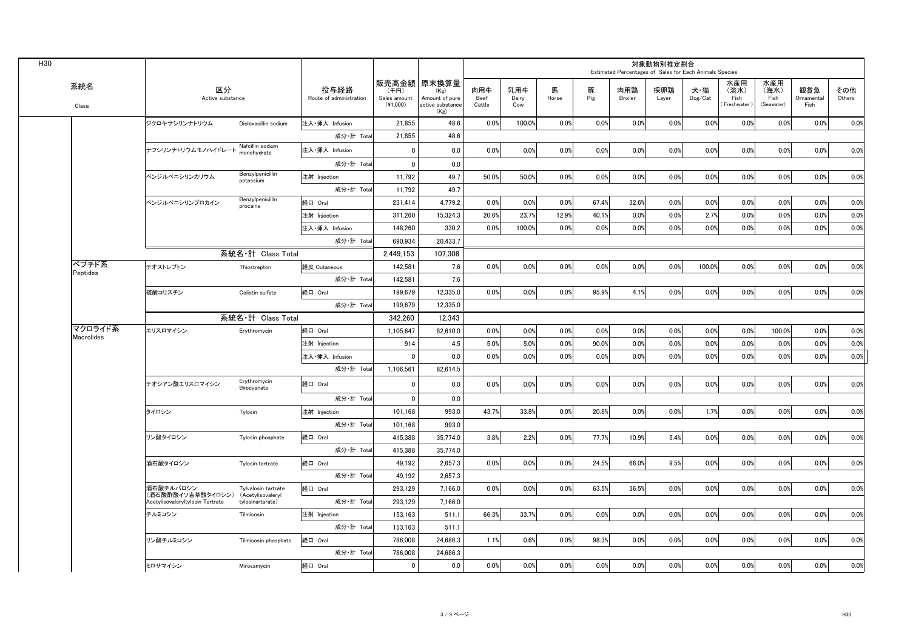H30

| 系統名 Class | 区分 Active substance | | 投与経路 Route of administration | 販売高金額 (千円) Sales amount (¥1,000) | 原末換算量 (Kg) Amount of pure active substance (Kg) | 対象動物別推定割合 Estimated Percentages of Sales for Each Animals Species | | | | | | | | | | |
|---|---|---|---|---|---|---|---|---|---|---|---|---|---|---|---|---|
| | | | | | | 肉用牛 Beef Cattle | 乳用牛 Dairy Cow | 馬 Horse | 豚 Pig | 肉用鶏 Broiler | 採卵鶏 Layer | 犬・猫 Dog/Cat | 水産用 (淡水) Fish (Freshwater) | 水産用 (海水) Fish (Seawater) | 観賞魚 Ornamental Fish | その他 Others |
| | ジクロキサシリンナトリウム | Dicloxacillin sodium | 注入・挿入 Infusion | 21,855 | 48.6 | 0.0% | 100.0% | 0.0% | 0.0% | 0.0% | 0.0% | 0.0% | 0.0% | 0.0% | 0.0% | 0.0% |
| | | | 成分・計 Total | 21,855 | 48.6 | | | | | | | | | | | |
| | ナフシリンナトリウムモノハイドレート | Nafcillin sodium monohydrate | 注入・挿入 Infusion | 0 | 0.0 | 0.0% | 0.0% | 0.0% | 0.0% | 0.0% | 0.0% | 0.0% | 0.0% | 0.0% | 0.0% | 0.0% |
| | | | 成分・計 Total | 0 | 0.0 | | | | | | | | | | | |
| | ベンジルペニシリンカリウム | Benzylpenicillin potassium | 注射 Injection | 11,792 | 49.7 | 50.0% | 50.0% | 0.0% | 0.0% | 0.0% | 0.0% | 0.0% | 0.0% | 0.0% | 0.0% | 0.0% |
| | | | 成分・計 Total | 11,792 | 49.7 | | | | | | | | | | | |
| | ベンジルペニシリンプロカイン | Benzylpenicillin procaine | 経口 Oral | 231,414 | 4,779.2 | 0.0% | 0.0% | 0.0% | 67.4% | 32.6% | 0.0% | 0.0% | 0.0% | 0.0% | 0.0% | 0.0% |
| | | | 注射 Injection | 311,260 | 15,324.3 | 20.6% | 23.7% | 12.9% | 40.1% | 0.0% | 0.0% | 2.7% | 0.0% | 0.0% | 0.0% | 0.0% |
| | | | 注入・挿入 Infusion | 148,260 | 330.2 | 0.0% | 100.0% | 0.0% | 0.0% | 0.0% | 0.0% | 0.0% | 0.0% | 0.0% | 0.0% | 0.0% |
| | | | 成分・計 Total | 690,934 | 20,433.7 | | | | | | | | | | | |
| | 系統名・計 Class Total | | | 2,449,153 | 107,308 | | | | | | | | | | | |
| ペプチド系 Peptides | チオストレプトン | Thiostrepton | 経皮 Cutaneous | 142,581 | 7.6 | 0.0% | 0.0% | 0.0% | 0.0% | 0.0% | 0.0% | 100.0% | 0.0% | 0.0% | 0.0% | 0.0% |
| | | | 成分・計 Total | 142,581 | 7.6 | | | | | | | | | | | |
| | 硫酸コリスチン | Colistin sulfate | 経口 Oral | 199,679 | 12,335.0 | 0.0% | 0.0% | 0.0% | 95.9% | 4.1% | 0.0% | 0.0% | 0.0% | 0.0% | 0.0% | 0.0% |
| | | | 成分・計 Total | 199,679 | 12,335.0 | | | | | | | | | | | |
| | 系統名・計 Class Total | | | 342,260 | 12,343 | | | | | | | | | | | |
| マクロライド系 Macrolides | エリスロマイシン | Erythromycin | 経口 Oral | 1,105,647 | 82,610.0 | 0.0% | 0.0% | 0.0% | 0.0% | 0.0% | 0.0% | 0.0% | 0.0% | 100.0% | 0.0% | 0.0% |
| | | | 注射 Injection | 914 | 4.5 | 5.0% | 5.0% | 0.0% | 90.0% | 0.0% | 0.0% | 0.0% | 0.0% | 0.0% | 0.0% | 0.0% |
| | | | 注入・挿入 Infusion | 0 | 0.0 | 0.0% | 0.0% | 0.0% | 0.0% | 0.0% | 0.0% | 0.0% | 0.0% | 0.0% | 0.0% | 0.0% |
| | | | 成分・計 Total | 1,106,561 | 82,614.5 | | | | | | | | | | | |
| | チオシアン酸エリスロマイシン | Erythromycin thiocyanate | 経口 Oral | 0 | 0.0 | 0.0% | 0.0% | 0.0% | 0.0% | 0.0% | 0.0% | 0.0% | 0.0% | 0.0% | 0.0% | 0.0% |
| | | | 成分・計 Total | 0 | 0.0 | | | | | | | | | | | |
| | タイロシン | Tylosin | 注射 Injection | 101,168 | 993.0 | 43.7% | 33.8% | 0.0% | 20.8% | 0.0% | 0.0% | 1.7% | 0.0% | 0.0% | 0.0% | 0.0% |
| | | | 成分・計 Total | 101,168 | 993.0 | | | | | | | | | | | |
| | リン酸タイロシン | Tylosin phosphate | 経口 Oral | 415,388 | 35,774.0 | 3.8% | 2.2% | 0.0% | 77.7% | 10.9% | 5.4% | 0.0% | 0.0% | 0.0% | 0.0% | 0.0% |
| | | | 成分・計 Total | 415,388 | 35,774.0 | | | | | | | | | | | |
| | 酒石酸タイロシン | Tylosin tartrate | 経口 Oral | 49,192 | 2,657.3 | 0.0% | 0.0% | 0.0% | 24.5% | 66.0% | 9.5% | 0.0% | 0.0% | 0.0% | 0.0% | 0.0% |
| | | | 成分・計 Total | 49,192 | 2,657.3 | | | | | | | | | | | |
| | 酒石酸チルバロシン (酒石酸酢酸イソ吉草酸タイロシン) Acetylisovaleryltylosin Tartrate | Tylvalosin tartrate (Acetylisovaleryl tylosinartarate) | 経口 Oral | 293,129 | 7,166.0 | 0.0% | 0.0% | 0.0% | 63.5% | 36.5% | 0.0% | 0.0% | 0.0% | 0.0% | 0.0% | 0.0% |
| | | | 成分・計 Total | 293,129 | 7,166.0 | | | | | | | | | | | |
| | チルミコシン | Tilmicosin | 注射 Injection | 153,163 | 511.1 | 66.3% | 33.7% | 0.0% | 0.0% | 0.0% | 0.0% | 0.0% | 0.0% | 0.0% | 0.0% | 0.0% |
| | | | 成分・計 Total | 153,163 | 511.1 | | | | | | | | | | | |
| | リン酸チルミコシン | Tilmicosin phosphate | 経口 Oral | 786,008 | 24,686.3 | 1.1% | 0.6% | 0.0% | 98.3% | 0.0% | 0.0% | 0.0% | 0.0% | 0.0% | 0.0% | 0.0% |
| | | | 成分・計 Total | 786,008 | 24,686.3 | | | | | | | | | | | |
| | ミロサマイシン | Mirosamycin | 経口 Oral | 0 | 0.0 | 0.0% | 0.0% | 0.0% | 0.0% | 0.0% | 0.0% | 0.0% | 0.0% | 0.0% | 0.0% | 0.0% |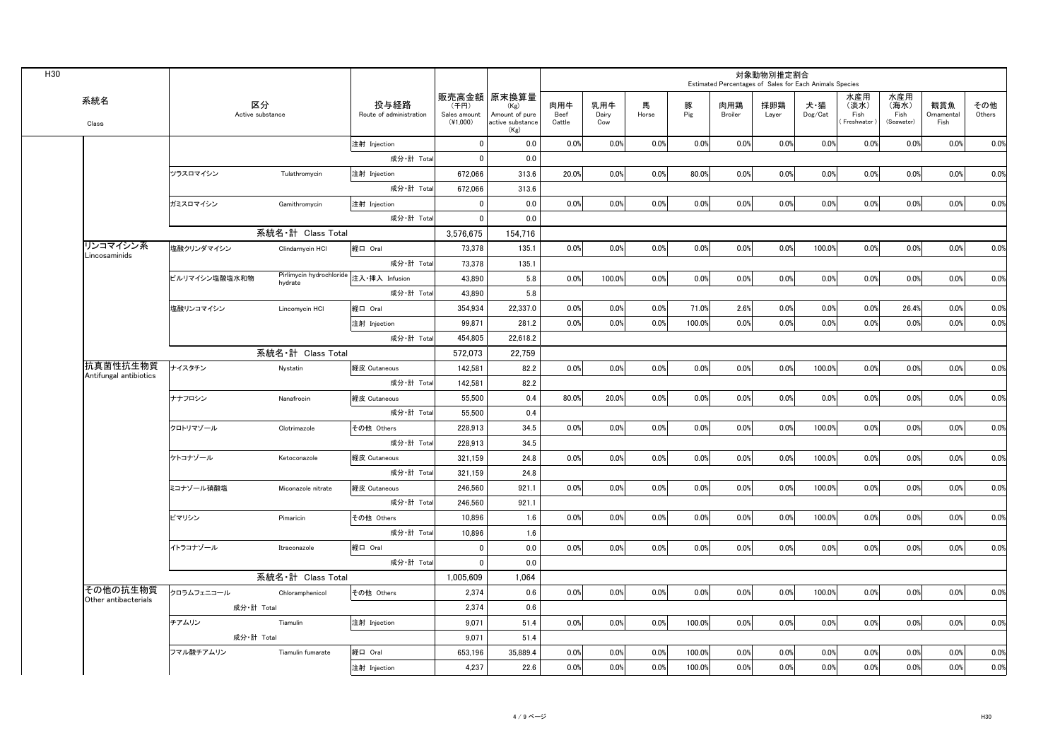H30

| 系統名 Class | 区分 Active substance | | 投与経路 Route of administration | 販売高金額 (千円) Sales amount (¥1,000) | 原末換算量 (Kg) Amount of pure active substance (Kg) | 対象動物別推定割合 Estimated Percentages of Sales for Each Animals Species | | | | | | | | | | |
|---|---|---|---|---|---|---|---|---|---|---|---|---|---|---|---|---|
| | | | | | | 肉用牛 Beef Cattle | 乳用牛 Dairy Cow | 馬 Horse | 豚 Pig | 肉用鶏 Broiler | 採卵鶏 Layer | 犬・猫 Dog/Cat | 水産用 (淡水) Fish (Freshwater) | 水産用 (海水) Fish (Seawater) | 観賞魚 Ornamental Fish | その他 Others |
| | | | 注射 Injection | 0 | 0.0 | 0.0% | 0.0% | 0.0% | 0.0% | 0.0% | 0.0% | 0.0% | 0.0% | 0.0% | 0.0% | 0.0% |
| | | | 成分・計 Total | 0 | 0.0 | | | | | | | | | | | |
| | ツラスロマイシン | Tulathromycin | 注射 Injection | 672,066 | 313.6 | 20.0% | 0.0% | 0.0% | 80.0% | 0.0% | 0.0% | 0.0% | 0.0% | 0.0% | 0.0% | 0.0% |
| | | | 成分・計 Total | 672,066 | 313.6 | | | | | | | | | | | |
| | ガミスロマイシン | Gamithromycin | 注射 Injection | 0 | 0.0 | 0.0% | 0.0% | 0.0% | 0.0% | 0.0% | 0.0% | 0.0% | 0.0% | 0.0% | 0.0% | 0.0% |
| | | | 成分・計 Total | 0 | 0.0 | | | | | | | | | | | |
| | | 系統名・計 Class Total | | 3,576,675 | 154,716 | | | | | | | | | | | |
| リンコマイシン系 Lincosaminids | 塩酸クリンダマイシン | Clindamycin HCl | 経口 Oral | 73,378 | 135.1 | 0.0% | 0.0% | 0.0% | 0.0% | 0.0% | 0.0% | 100.0% | 0.0% | 0.0% | 0.0% | 0.0% |
| | | | 成分・計 Total | 73,378 | 135.1 | | | | | | | | | | | |
| | ピルリマイシン塩酸塩水和物 | Pirlimycin hydrochloride hydrate | 注入・挿入 Infusion | 43,890 | 5.8 | 0.0% | 100.0% | 0.0% | 0.0% | 0.0% | 0.0% | 0.0% | 0.0% | 0.0% | 0.0% | 0.0% |
| | | | 成分・計 Total | 43,890 | 5.8 | | | | | | | | | | | |
| | 塩酸リンコマイシン | Lincomycin HCl | 経口 Oral | 354,934 | 22,337.0 | 0.0% | 0.0% | 0.0% | 71.0% | 2.6% | 0.0% | 0.0% | 0.0% | 26.4% | 0.0% | 0.0% |
| | | | 注射 Injection | 99,871 | 281.2 | 0.0% | 0.0% | 0.0% | 100.0% | 0.0% | 0.0% | 0.0% | 0.0% | 0.0% | 0.0% | 0.0% |
| | | | 成分・計 Total | 454,805 | 22,618.2 | | | | | | | | | | | |
| | | 系統名・計 Class Total | | 572,073 | 22,759 | | | | | | | | | | | |
| 抗真菌性抗生物質 Antifungal antibiotics | ナイスタチン | Nystatin | 経皮 Cutaneous | 142,581 | 82.2 | 0.0% | 0.0% | 0.0% | 0.0% | 0.0% | 0.0% | 100.0% | 0.0% | 0.0% | 0.0% | 0.0% |
| | | | 成分・計 Total | 142,581 | 82.2 | | | | | | | | | | | |
| | ナナフロシン | Nanafrocin | 経皮 Cutaneous | 55,500 | 0.4 | 80.0% | 20.0% | 0.0% | 0.0% | 0.0% | 0.0% | 0.0% | 0.0% | 0.0% | 0.0% | 0.0% |
| | | | 成分・計 Total | 55,500 | 0.4 | | | | | | | | | | | |
| | クロトリマゾール | Clotrimazole | その他 Others | 228,913 | 34.5 | 0.0% | 0.0% | 0.0% | 0.0% | 0.0% | 0.0% | 100.0% | 0.0% | 0.0% | 0.0% | 0.0% |
| | | | 成分・計 Total | 228,913 | 34.5 | | | | | | | | | | | |
| | ケトコナゾール | Ketoconazole | 経皮 Cutaneous | 321,159 | 24.8 | 0.0% | 0.0% | 0.0% | 0.0% | 0.0% | 0.0% | 100.0% | 0.0% | 0.0% | 0.0% | 0.0% |
| | | | 成分・計 Total | 321,159 | 24.8 | | | | | | | | | | | |
| | ミコナゾール硝酸塩 | Miconazole nitrate | 経皮 Cutaneous | 246,560 | 921.1 | 0.0% | 0.0% | 0.0% | 0.0% | 0.0% | 0.0% | 100.0% | 0.0% | 0.0% | 0.0% | 0.0% |
| | | | 成分・計 Total | 246,560 | 921.1 | | | | | | | | | | | |
| | ピマリシン | Pimaricin | その他 Others | 10,896 | 1.6 | 0.0% | 0.0% | 0.0% | 0.0% | 0.0% | 0.0% | 100.0% | 0.0% | 0.0% | 0.0% | 0.0% |
| | | | 成分・計 Total | 10,896 | 1.6 | | | | | | | | | | | |
| | イトラコナゾール | Itraconazole | 経口 Oral | 0 | 0.0 | 0.0% | 0.0% | 0.0% | 0.0% | 0.0% | 0.0% | 0.0% | 0.0% | 0.0% | 0.0% | 0.0% |
| | | | 成分・計 Total | 0 | 0.0 | | | | | | | | | | | |
| | | 系統名・計 Class Total | | 1,005,609 | 1,064 | | | | | | | | | | | |
| その他の抗生物質 Other antibacterials | クロラムフェニコール | Chloramphenicol | その他 Others | 2,374 | 0.6 | 0.0% | 0.0% | 0.0% | 0.0% | 0.0% | 0.0% | 100.0% | 0.0% | 0.0% | 0.0% | 0.0% |
| | 成分・計 Total | | | 2,374 | 0.6 | | | | | | | | | | | |
| | チアムリン | Tiamulin | 注射 Injection | 9,071 | 51.4 | 0.0% | 0.0% | 0.0% | 100.0% | 0.0% | 0.0% | 0.0% | 0.0% | 0.0% | 0.0% | 0.0% |
| | 成分・計 Total | | | 9,071 | 51.4 | | | | | | | | | | | |
| | フマル酸チアムリン | Tiamulin fumarate | 経口 Oral | 653,196 | 35,889.4 | 0.0% | 0.0% | 0.0% | 100.0% | 0.0% | 0.0% | 0.0% | 0.0% | 0.0% | 0.0% | 0.0% |
| | | | 注射 Injection | 4,237 | 22.6 | 0.0% | 0.0% | 0.0% | 100.0% | 0.0% | 0.0% | 0.0% | 0.0% | 0.0% | 0.0% | 0.0% |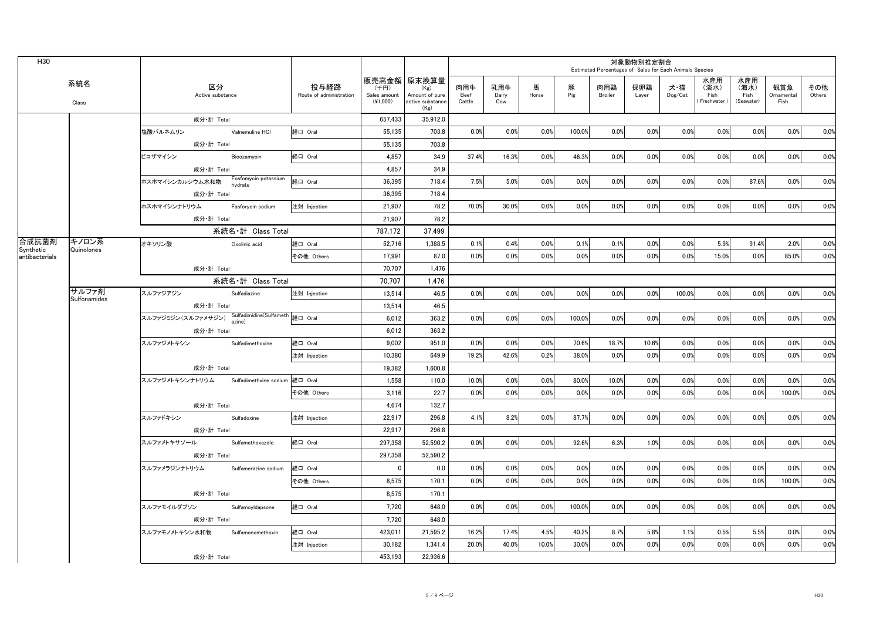H30

| 系統名 Class | | 区分 Active substance | | 投与経路 Route of administration | 販売高金額 (千円) Sales amount (¥1,000) | 原末換算量 (Kg) Amount of pure active substance (Kg) | 対象動物別推定割合 Estimated Percentages of Sales for Each Animals Species | | | | | | | | | | |
|---|---|---|---|---|---|---|---|---|---|---|---|---|---|---|---|---|---|
| | | | | | | | 肉用牛 Beef Cattle | 乳用牛 Dairy Cow | 馬 Horse | 豚 Pig | 肉用鶏 Broiler | 採卵鶏 Layer | 犬・猫 Dog/Cat | 水産用 (淡水) Fish (Freshwater) | 水産用 (海水) Fish (Seawater) | 観賞魚 Ornamental Fish | その他 Others |
| | | 成分・計 Total | | | 657,433 | 35,912.0 | | | | | | | | | | | |
| | | 塩酸バルネムリン | Valnemuline HCl | 経口 Oral | 55,135 | 703.8 | 0.0% | 0.0% | 0.0% | 100.0% | 0.0% | 0.0% | 0.0% | 0.0% | 0.0% | 0.0% | 0.0% |
| | | 成分・計 Total | | | 55,135 | 703.8 | | | | | | | | | | | |
| | | ビコザマイシン | Bicozamycin | 経口 Oral | 4,857 | 34.9 | 37.4% | 16.3% | 0.0% | 46.3% | 0.0% | 0.0% | 0.0% | 0.0% | 0.0% | 0.0% | 0.0% |
| | | 成分・計 Total | | | 4,857 | 34.9 | | | | | | | | | | | |
| | | ホスホマイシンカルシウム水和物 | Fosfomycin potassium hydrate | 経口 Oral | 36,395 | 718.4 | 7.5% | 5.0% | 0.0% | 0.0% | 0.0% | 0.0% | 0.0% | 0.0% | 87.6% | 0.0% | 0.0% |
| | | 成分・計 Total | | | 36,395 | 718.4 | | | | | | | | | | | |
| | | ホスホマイシンナトリウム | Fosforycin sodium | 注射 Injection | 21,907 | 78.2 | 70.0% | 30.0% | 0.0% | 0.0% | 0.0% | 0.0% | 0.0% | 0.0% | 0.0% | 0.0% | 0.0% |
| | | 成分・計 Total | | | 21,907 | 78.2 | | | | | | | | | | | |
| | | 系統名・計 Class Total | | | 787,172 | 37,499 | | | | | | | | | | | |
| 合成抗菌剤 Synthetic antibacterials | キノロン系 Quinolones | オキソリン酸 | Oxolinic acid | 経口 Oral | 52,716 | 1,388.5 | 0.1% | 0.4% | 0.0% | 0.1% | 0.1% | 0.0% | 0.0% | 5.9% | 91.4% | 2.0% | 0.0% |
| | | | | その他 Others | 17,991 | 87.0 | 0.0% | 0.0% | 0.0% | 0.0% | 0.0% | 0.0% | 0.0% | 15.0% | 0.0% | 85.0% | 0.0% |
| | | 成分・計 Total | | | 70,707 | 1,476 | | | | | | | | | | | |
| | | 系統名・計 Class Total | | | 70,707 | 1,476 | | | | | | | | | | | |
| | サルファ剤 Sulfonamides | スルファジアジン | Sulfadiazine | 注射 Injection | 13,514 | 46.5 | 0.0% | 0.0% | 0.0% | 0.0% | 0.0% | 0.0% | 100.0% | 0.0% | 0.0% | 0.0% | 0.0% |
| | | 成分・計 Total | | | 13,514 | 46.5 | | | | | | | | | | | |
| | | スルファジミジン(スルファメサジン) | Sulfadimidine(Sulfamethazine) | 経口 Oral | 6,012 | 363.2 | 0.0% | 0.0% | 0.0% | 100.0% | 0.0% | 0.0% | 0.0% | 0.0% | 0.0% | 0.0% | 0.0% |
| | | 成分・計 Total | | | 6,012 | 363.2 | | | | | | | | | | | |
| | | スルファジメトキシン | Sulfadimethoxine | 経口 Oral | 9,002 | 951.0 | 0.0% | 0.0% | 0.0% | 70.6% | 18.7% | 10.6% | 0.0% | 0.0% | 0.0% | 0.0% | 0.0% |
| | | | | 注射 Injection | 10,380 | 649.9 | 19.2% | 42.6% | 0.2% | 38.0% | 0.0% | 0.0% | 0.0% | 0.0% | 0.0% | 0.0% | 0.0% |
| | | 成分・計 Total | | | 19,382 | 1,600.8 | | | | | | | | | | | |
| | | スルファジメトキシンナトリウム | Sulfadimethxine sodium | 経口 Oral | 1,558 | 110.0 | 10.0% | 0.0% | 0.0% | 80.0% | 10.0% | 0.0% | 0.0% | 0.0% | 0.0% | 0.0% | 0.0% |
| | | | | その他 Others | 3,116 | 22.7 | 0.0% | 0.0% | 0.0% | 0.0% | 0.0% | 0.0% | 0.0% | 0.0% | 0.0% | 100.0% | 0.0% |
| | | 成分・計 Total | | | 4,674 | 132.7 | | | | | | | | | | | |
| | | スルファドキシン | Sulfadoxine | 注射 Injection | 22,917 | 296.8 | 4.1% | 8.2% | 0.0% | 87.7% | 0.0% | 0.0% | 0.0% | 0.0% | 0.0% | 0.0% | 0.0% |
| | | 成分・計 Total | | | 22,917 | 296.8 | | | | | | | | | | | |
| | | スルファメトキサゾール | Sulfamethoxazole | 経口 Oral | 297,358 | 52,590.2 | 0.0% | 0.0% | 0.0% | 92.6% | 6.3% | 1.0% | 0.0% | 0.0% | 0.0% | 0.0% | 0.0% |
| | | 成分・計 Total | | | 297,358 | 52,590.2 | | | | | | | | | | | |
| | | スルファメラジンナトリウム | Sulfamerazine sodium | 経口 Oral | 0 | 0.0 | 0.0% | 0.0% | 0.0% | 0.0% | 0.0% | 0.0% | 0.0% | 0.0% | 0.0% | 0.0% | 0.0% |
| | | | | その他 Others | 8,575 | 170.1 | 0.0% | 0.0% | 0.0% | 0.0% | 0.0% | 0.0% | 0.0% | 0.0% | 0.0% | 100.0% | 0.0% |
| | | 成分・計 Total | | | 8,575 | 170.1 | | | | | | | | | | | |
| | | スルファモイルダプソン | Sulfamoyldapsone | 経口 Oral | 7,720 | 648.0 | 0.0% | 0.0% | 0.0% | 100.0% | 0.0% | 0.0% | 0.0% | 0.0% | 0.0% | 0.0% | 0.0% |
| | | 成分・計 Total | | | 7,720 | 648.0 | | | | | | | | | | | |
| | | スルファモノメトキシン水和物 | Sulfamonomethoxin | 経口 Oral | 423,011 | 21,595.2 | 16.2% | 17.4% | 4.5% | 40.2% | 8.7% | 5.8% | 1.1% | 0.5% | 5.5% | 0.0% | 0.0% |
| | | | | 注射 Injection | 30,182 | 1,341.4 | 20.0% | 40.0% | 10.0% | 30.0% | 0.0% | 0.0% | 0.0% | 0.0% | 0.0% | 0.0% | 0.0% |
| | | 成分・計 Total | | | 453,193 | 22,936.6 | | | | | | | | | | | |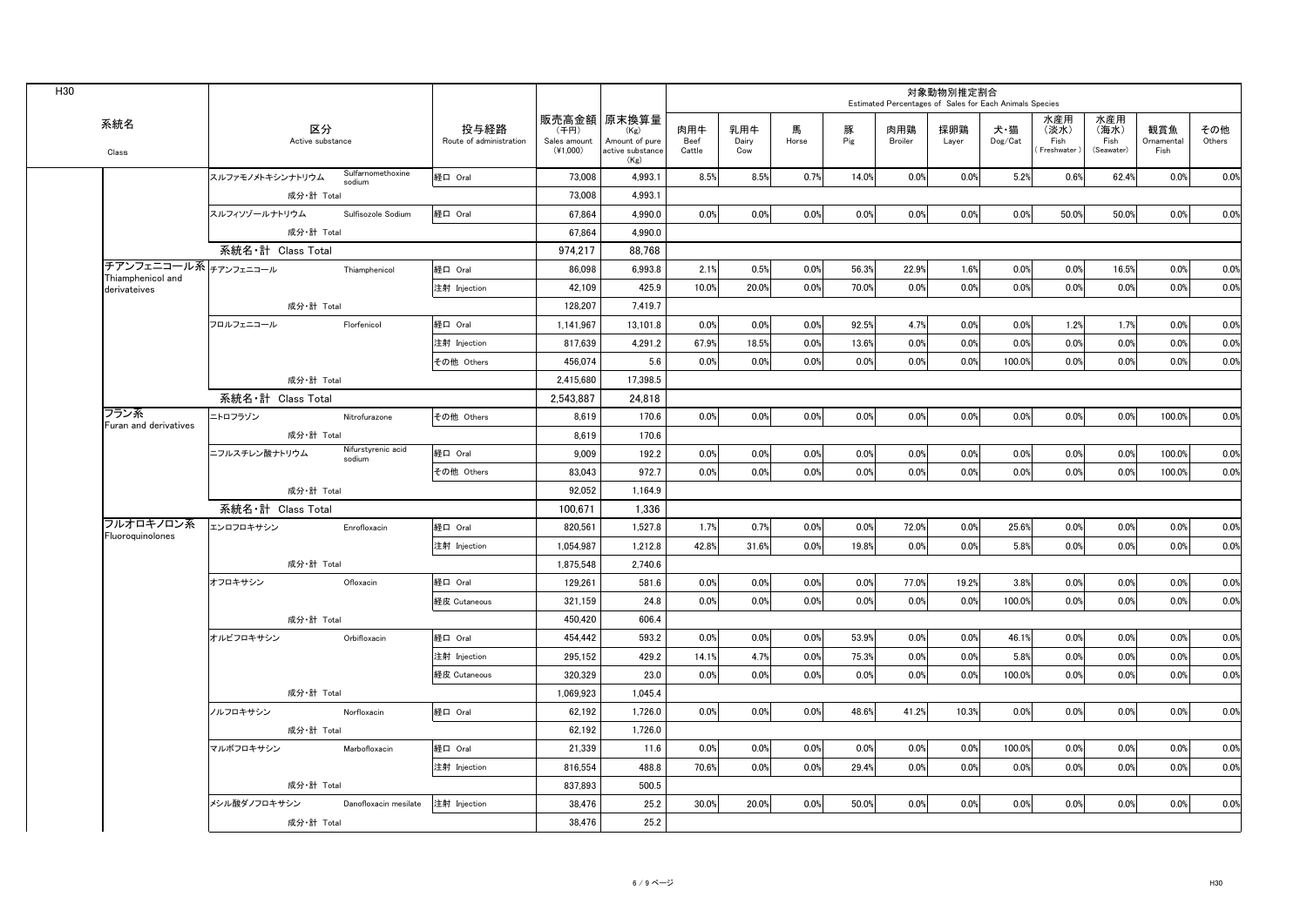H30

| 系統名 Class | 区分 Active substance | | 投与経路 Route of administration | 販売高金額 (千円) Sales amount (¥1,000) | 原末換算量 (Kg) Amount of pure active substance (Kg) | 対象動物別推定割合 Estimated Percentages of Sales for Each Animals Species | | | | | | | | | | |
|---|---|---|---|---|---|---|---|---|---|---|---|---|---|---|---|---|
| | | | | | | 肉用牛 Beef Cattle | 乳用牛 Dairy Cow | 馬 Horse | 豚 Pig | 肉用鶏 Broiler | 採卵鶏 Layer | 犬・猫 Dog/Cat | 水産用（淡水）Fish (Freshwater) | 水産用（海水）Fish (Seawater) | 観賞魚 Ornamental Fish | その他 Others |
| | スルファモノメトキシンナトリウム | Sulfamomethoxine sodium | 経口 Oral | 73,008 | 4,993.1 | 8.5% | 8.5% | 0.7% | 14.0% | 0.0% | 0.0% | 5.2% | 0.6% | 62.4% | 0.0% | 0.0% |
| | 成分・計 Total | | | 73,008 | 4,993.1 | | | | | | | | | | | |
| | スルフィソゾールナトリウム | Sulfisozole Sodium | 経口 Oral | 67,864 | 4,990.0 | 0.0% | 0.0% | 0.0% | 0.0% | 0.0% | 0.0% | 0.0% | 50.0% | 50.0% | 0.0% | 0.0% |
| | 成分・計 Total | | | 67,864 | 4,990.0 | | | | | | | | | | | |
| | 系統名・計 Class Total | | | 974,217 | 88,768 | | | | | | | | | | | |
| チアンフェニコール系 Thiamphenicol and derivateives | チアンフェニコール | Thiamphenicol | 経口 Oral | 86,098 | 6,993.8 | 2.1% | 0.5% | 0.0% | 56.3% | 22.9% | 1.6% | 0.0% | 0.0% | 16.5% | 0.0% | 0.0% |
| | | | 注射 Injection | 42,109 | 425.9 | 10.0% | 20.0% | 0.0% | 70.0% | 0.0% | 0.0% | 0.0% | 0.0% | 0.0% | 0.0% | 0.0% |
| | 成分・計 Total | | | 128,207 | 7,419.7 | | | | | | | | | | | |
| | フロルフェニコール | Florfenicol | 経口 Oral | 1,141,967 | 13,101.8 | 0.0% | 0.0% | 0.0% | 92.5% | 4.7% | 0.0% | 0.0% | 1.2% | 1.7% | 0.0% | 0.0% |
| | | | 注射 Injection | 817,639 | 4,291.2 | 67.9% | 18.5% | 0.0% | 13.6% | 0.0% | 0.0% | 0.0% | 0.0% | 0.0% | 0.0% | 0.0% |
| | | | その他 Others | 456,074 | 5.6 | 0.0% | 0.0% | 0.0% | 0.0% | 0.0% | 0.0% | 100.0% | 0.0% | 0.0% | 0.0% | 0.0% |
| | 成分・計 Total | | | 2,415,680 | 17,398.5 | | | | | | | | | | | |
| | 系統名・計 Class Total | | | 2,543,887 | 24,818 | | | | | | | | | | | |
| フラン系 Furan and derivatives | ニトロフラゾン | Nitrofurazone | その他 Others | 8,619 | 170.6 | 0.0% | 0.0% | 0.0% | 0.0% | 0.0% | 0.0% | 0.0% | 0.0% | 0.0% | 100.0% | 0.0% |
| | 成分・計 Total | | | 8,619 | 170.6 | | | | | | | | | | | |
| | ニフルスチレン酸ナトリウム | Nifurstyrenic acid sodium | 経口 Oral | 9,009 | 192.2 | 0.0% | 0.0% | 0.0% | 0.0% | 0.0% | 0.0% | 0.0% | 0.0% | 0.0% | 100.0% | 0.0% |
| | | | その他 Others | 83,043 | 972.7 | 0.0% | 0.0% | 0.0% | 0.0% | 0.0% | 0.0% | 0.0% | 0.0% | 0.0% | 100.0% | 0.0% |
| | 成分・計 Total | | | 92,052 | 1,164.9 | | | | | | | | | | | |
| | 系統名・計 Class Total | | | 100,671 | 1,336 | | | | | | | | | | | |
| フルオロキノロン系 Fluoroquinolones | エンロフロキサシン | Enrofloxacin | 経口 Oral | 820,561 | 1,527.8 | 1.7% | 0.7% | 0.0% | 0.0% | 72.0% | 0.0% | 25.6% | 0.0% | 0.0% | 0.0% | 0.0% |
| | | | 注射 Injection | 1,054,987 | 1,212.8 | 42.8% | 31.6% | 0.0% | 19.8% | 0.0% | 0.0% | 5.8% | 0.0% | 0.0% | 0.0% | 0.0% |
| | 成分・計 Total | | | 1,875,548 | 2,740.6 | | | | | | | | | | | |
| | オフロキサシン | Ofloxacin | 経口 Oral | 129,261 | 581.6 | 0.0% | 0.0% | 0.0% | 0.0% | 77.0% | 19.2% | 3.8% | 0.0% | 0.0% | 0.0% | 0.0% |
| | | | 経皮 Cutaneous | 321,159 | 24.8 | 0.0% | 0.0% | 0.0% | 0.0% | 0.0% | 0.0% | 100.0% | 0.0% | 0.0% | 0.0% | 0.0% |
| | 成分・計 Total | | | 450,420 | 606.4 | | | | | | | | | | | |
| | オルビフロキサシン | Orbifloxacin | 経口 Oral | 454,442 | 593.2 | 0.0% | 0.0% | 0.0% | 53.9% | 0.0% | 0.0% | 46.1% | 0.0% | 0.0% | 0.0% | 0.0% |
| | | | 注射 Injection | 295,152 | 429.2 | 14.1% | 4.7% | 0.0% | 75.3% | 0.0% | 0.0% | 5.8% | 0.0% | 0.0% | 0.0% | 0.0% |
| | | | 経皮 Cutaneous | 320,329 | 23.0 | 0.0% | 0.0% | 0.0% | 0.0% | 0.0% | 0.0% | 100.0% | 0.0% | 0.0% | 0.0% | 0.0% |
| | 成分・計 Total | | | 1,069,923 | 1,045.4 | | | | | | | | | | | |
| | ノルフロキサシン | Norfloxacin | 経口 Oral | 62,192 | 1,726.0 | 0.0% | 0.0% | 0.0% | 48.6% | 41.2% | 10.3% | 0.0% | 0.0% | 0.0% | 0.0% | 0.0% |
| | 成分・計 Total | | | 62,192 | 1,726.0 | | | | | | | | | | | |
| | マルボフロキサシン | Marbofloxacin | 経口 Oral | 21,339 | 11.6 | 0.0% | 0.0% | 0.0% | 0.0% | 0.0% | 0.0% | 100.0% | 0.0% | 0.0% | 0.0% | 0.0% |
| | | | 注射 Injection | 816,554 | 488.8 | 70.6% | 0.0% | 0.0% | 29.4% | 0.0% | 0.0% | 0.0% | 0.0% | 0.0% | 0.0% | 0.0% |
| | 成分・計 Total | | | 837,893 | 500.5 | | | | | | | | | | | |
| | メシル酸ダノフロキサシン | Danofloxacin mesilate | 注射 Injection | 38,476 | 25.2 | 30.0% | 20.0% | 0.0% | 50.0% | 0.0% | 0.0% | 0.0% | 0.0% | 0.0% | 0.0% | 0.0% |
| | 成分・計 Total | | | 38,476 | 25.2 | | | | | | | | | | | |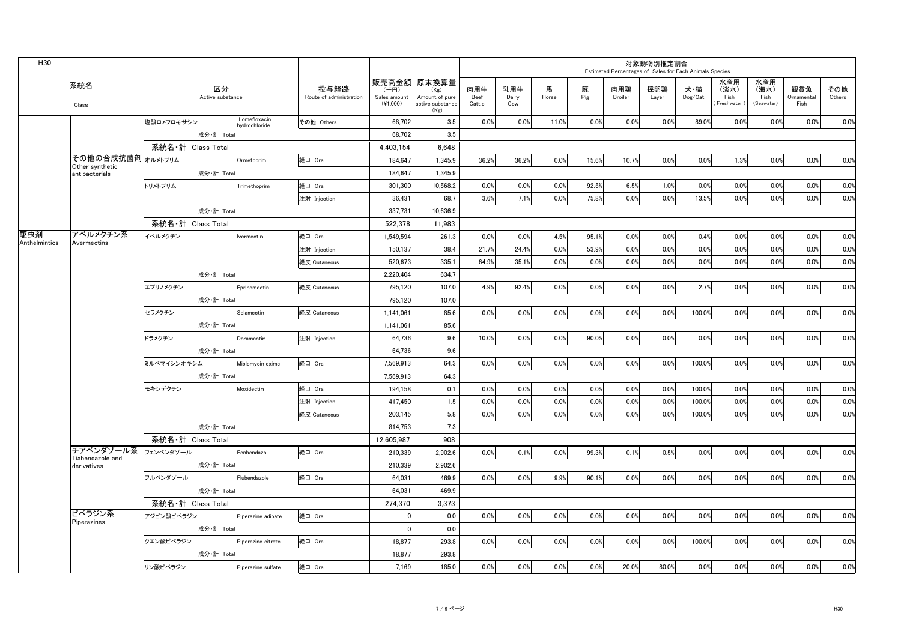H30

| 系統名 Class | | 区分 Active substance | | 投与経路 Route of administration | 販売高金額 (千円) Sales amount (¥1,000) | 原末換算量 (Kg) Amount of pure active substance (Kg) | 対象動物別推定割合 Estimated Percentages of Sales for Each Animals Species | | | | | | | | | | |
|---|---|---|---|---|---|---|---|---|---|---|---|---|---|---|---|---|---|
| | | | | | | | 肉用牛 Beef Cattle | 乳用牛 Dairy Cow | 馬 Horse | 豚 Pig | 肉用鶏 Broiler | 採卵鶏 Layer | 犬・猫 Dog/Cat | 水産用 (淡水) Fish (Freshwater) | 水産用 (海水) Fish (Seawater) | 観賞魚 Ornamental Fish | その他 Others |
| | | 塩酸ロメフロキサシン | Lomefloxacin hydrochloride | その他 Others | 68,702 | 3.5 | 0.0% | 0.0% | 11.0% | 0.0% | 0.0% | 0.0% | 89.0% | 0.0% | 0.0% | 0.0% | 0.0% |
| | | 成分・計 Total | | | 68,702 | 3.5 | | | | | | | | | | | |
| | | 系統名・計 Class Total | | | 4,403,154 | 6,648 | | | | | | | | | | | |
| | その他の合成抗菌剤 Other synthetic antibacterials | オルメトプリム | Ormetoprim | 経口 Oral | 184,647 | 1,345.9 | 36.2% | 36.2% | 0.0% | 15.6% | 10.7% | 0.0% | 0.0% | 1.3% | 0.0% | 0.0% | 0.0% |
| | | 成分・計 Total | | | 184,647 | 1,345.9 | | | | | | | | | | | |
| | | トリメトプリム | Trimethoprim | 経口 Oral | 301,300 | 10,568.2 | 0.0% | 0.0% | 0.0% | 92.5% | 6.5% | 1.0% | 0.0% | 0.0% | 0.0% | 0.0% | 0.0% |
| | | | | 注射 Injection | 36,431 | 68.7 | 3.6% | 7.1% | 0.0% | 75.8% | 0.0% | 0.0% | 13.5% | 0.0% | 0.0% | 0.0% | 0.0% |
| | | 成分・計 Total | | | 337,731 | 10,636.9 | | | | | | | | | | | |
| | | 系統名・計 Class Total | | | 522,378 | 11,983 | | | | | | | | | | | |
| 駆虫剤 Anthelmintics | アベルメクチン系 Avermectins | イベルメクチン | Ivermectin | 経口 Oral | 1,549,594 | 261.3 | 0.0% | 0.0% | 4.5% | 95.1% | 0.0% | 0.0% | 0.4% | 0.0% | 0.0% | 0.0% | 0.0% |
| | | | | 注射 Injection | 150,137 | 38.4 | 21.7% | 24.4% | 0.0% | 53.9% | 0.0% | 0.0% | 0.0% | 0.0% | 0.0% | 0.0% | 0.0% |
| | | | | 経皮 Cutaneous | 520,673 | 335.1 | 64.9% | 35.1% | 0.0% | 0.0% | 0.0% | 0.0% | 0.0% | 0.0% | 0.0% | 0.0% | 0.0% |
| | | 成分・計 Total | | | 2,220,404 | 634.7 | | | | | | | | | | | |
| | | エプリノメクチン | Eprinomectin | 経皮 Cutaneous | 795,120 | 107.0 | 4.9% | 92.4% | 0.0% | 0.0% | 0.0% | 0.0% | 2.7% | 0.0% | 0.0% | 0.0% | 0.0% |
| | | 成分・計 Total | | | 795,120 | 107.0 | | | | | | | | | | | |
| | | セラメクチン | Selamectin | 経皮 Cutaneous | 1,141,061 | 85.6 | 0.0% | 0.0% | 0.0% | 0.0% | 0.0% | 0.0% | 100.0% | 0.0% | 0.0% | 0.0% | 0.0% |
| | | 成分・計 Total | | | 1,141,061 | 85.6 | | | | | | | | | | | |
| | | ドラメクチン | Doramectin | 注射 Injection | 64,736 | 9.6 | 10.0% | 0.0% | 0.0% | 90.0% | 0.0% | 0.0% | 0.0% | 0.0% | 0.0% | 0.0% | 0.0% |
| | | 成分・計 Total | | | 64,736 | 9.6 | | | | | | | | | | | |
| | | ミルベマイシンオキシム | Miblemycin oxime | 経口 Oral | 7,569,913 | 64.3 | 0.0% | 0.0% | 0.0% | 0.0% | 0.0% | 0.0% | 100.0% | 0.0% | 0.0% | 0.0% | 0.0% |
| | | 成分・計 Total | | | 7,569,913 | 64.3 | | | | | | | | | | | |
| | | モキシデクチン | Moxidectin | 経口 Oral | 194,158 | 0.1 | 0.0% | 0.0% | 0.0% | 0.0% | 0.0% | 0.0% | 100.0% | 0.0% | 0.0% | 0.0% | 0.0% |
| | | | | 注射 Injection | 417,450 | 1.5 | 0.0% | 0.0% | 0.0% | 0.0% | 0.0% | 0.0% | 100.0% | 0.0% | 0.0% | 0.0% | 0.0% |
| | | | | 経皮 Cutaneous | 203,145 | 5.8 | 0.0% | 0.0% | 0.0% | 0.0% | 0.0% | 0.0% | 100.0% | 0.0% | 0.0% | 0.0% | 0.0% |
| | | 成分・計 Total | | | 814,753 | 7.3 | | | | | | | | | | | |
| | | 系統名・計 Class Total | | | 12,605,987 | 908 | | | | | | | | | | | |
| | チアベンダゾール系 Tiabendazole and derivatives | フェンベンダゾール | Fenbendazol | 経口 Oral | 210,339 | 2,902.6 | 0.0% | 0.1% | 0.0% | 99.3% | 0.1% | 0.5% | 0.0% | 0.0% | 0.0% | 0.0% | 0.0% |
| | | 成分・計 Total | | | 210,339 | 2,902.6 | | | | | | | | | | | |
| | | フルベンダゾール | Flubendazole | 経口 Oral | 64,031 | 469.9 | 0.0% | 0.0% | 9.9% | 90.1% | 0.0% | 0.0% | 0.0% | 0.0% | 0.0% | 0.0% | 0.0% |
| | | 成分・計 Total | | | 64,031 | 469.9 | | | | | | | | | | | |
| | | 系統名・計 Class Total | | | 274,370 | 3,373 | | | | | | | | | | | |
| | ピペラジン系 Piperazines | アジピン酸ピペラジン | Piperazine adipate | 経口 Oral | 0 | 0.0 | 0.0% | 0.0% | 0.0% | 0.0% | 0.0% | 0.0% | 0.0% | 0.0% | 0.0% | 0.0% | 0.0% |
| | | 成分・計 Total | | | 0 | 0.0 | | | | | | | | | | | |
| | | クエン酸ピペラジン | Piperazine citrate | 経口 Oral | 18,877 | 293.8 | 0.0% | 0.0% | 0.0% | 0.0% | 0.0% | 0.0% | 100.0% | 0.0% | 0.0% | 0.0% | 0.0% |
| | | 成分・計 Total | | | 18,877 | 293.8 | | | | | | | | | | | |
| | | リン酸ピペラジン | Piperazine sulfate | 経口 Oral | 7,169 | 185.0 | 0.0% | 0.0% | 0.0% | 0.0% | 20.0% | 80.0% | 0.0% | 0.0% | 0.0% | 0.0% | 0.0% |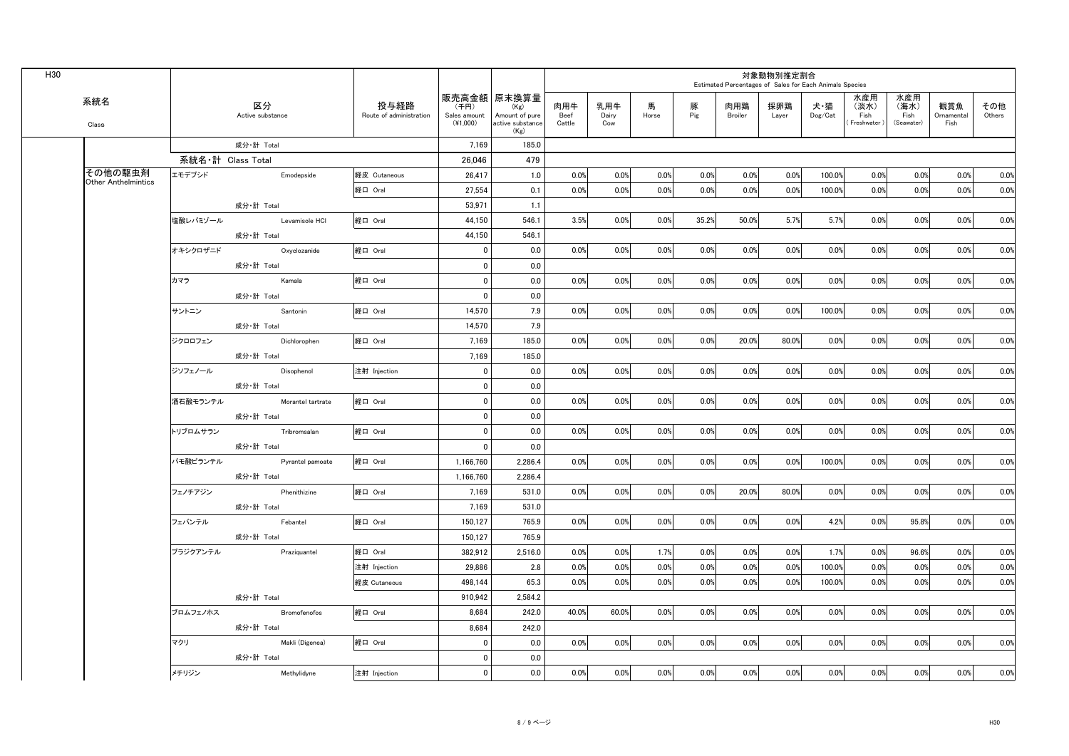| 系統名 Class | 区分 Active substance | | 投与経路 Route of administration | 販売高金額 (千円) Sales amount (¥1,000) | 原末換算量 (Kg) Amount of pure active substance (Kg) | 肉用牛 Beef Cattle | 乳用牛 Dairy Cow | 馬 Horse | 豚 Pig | 肉用鶏 Broiler | 採卵鶏 Layer | 犬・猫 Dog/Cat | 水産用 (淡水) Fish (Freshwater) | 水産用 (海水) Fish (Seawater) | 観賞魚 Ornamental Fish | その他 Others |
|---|---|---|---|---|---|---|---|---|---|---|---|---|---|---|---|---|
| | | | | | | 対象動物別推定割合 Estimated Percentages of Sales for Each Animals Species | | | | | | | | | | |
| | 成分・計 Total | | | 7,169 | 185.0 | | | | | | | | | | | |
| | 系統名・計 Class Total | | | 26,046 | 479 | | | | | | | | | | | |
| その他の駆虫剤 Other Anthelmintics | エモデプシド | Emodepside | 経皮 Cutaneous | 26,417 | 1.0 | 0.0% | 0.0% | 0.0% | 0.0% | 0.0% | 0.0% | 100.0% | 0.0% | 0.0% | 0.0% | 0.0% |
| | | | 経口 Oral | 27,554 | 0.1 | 0.0% | 0.0% | 0.0% | 0.0% | 0.0% | 0.0% | 100.0% | 0.0% | 0.0% | 0.0% | 0.0% |
| | 成分・計 Total | | | 53,971 | 1.1 | | | | | | | | | | | |
| | 塩酸レバミゾール | Levamisole HCl | 経口 Oral | 44,150 | 546.1 | 3.5% | 0.0% | 0.0% | 35.2% | 50.0% | 5.7% | 5.7% | 0.0% | 0.0% | 0.0% | 0.0% |
| | 成分・計 Total | | | 44,150 | 546.1 | | | | | | | | | | | |
| | オキシクロザニド | Oxyclozanide | 経口 Oral | 0 | 0.0 | 0.0% | 0.0% | 0.0% | 0.0% | 0.0% | 0.0% | 0.0% | 0.0% | 0.0% | 0.0% | 0.0% |
| | 成分・計 Total | | | 0 | 0.0 | | | | | | | | | | | |
| | カマラ | Kamala | 経口 Oral | 0 | 0.0 | 0.0% | 0.0% | 0.0% | 0.0% | 0.0% | 0.0% | 0.0% | 0.0% | 0.0% | 0.0% | 0.0% |
| | 成分・計 Total | | | 0 | 0.0 | | | | | | | | | | | |
| | サントニン | Santonin | 経口 Oral | 14,570 | 7.9 | 0.0% | 0.0% | 0.0% | 0.0% | 0.0% | 0.0% | 100.0% | 0.0% | 0.0% | 0.0% | 0.0% |
| | 成分・計 Total | | | 14,570 | 7.9 | | | | | | | | | | | |
| | ジクロロフェン | Dichlorophen | 経口 Oral | 7,169 | 185.0 | 0.0% | 0.0% | 0.0% | 0.0% | 20.0% | 80.0% | 0.0% | 0.0% | 0.0% | 0.0% | 0.0% |
| | 成分・計 Total | | | 7,169 | 185.0 | | | | | | | | | | | |
| | ジソフェノール | Disophenol | 注射 Injection | 0 | 0.0 | 0.0% | 0.0% | 0.0% | 0.0% | 0.0% | 0.0% | 0.0% | 0.0% | 0.0% | 0.0% | 0.0% |
| | 成分・計 Total | | | 0 | 0.0 | | | | | | | | | | | |
| | 酒石酸モランテル | Morantel tartrate | 経口 Oral | 0 | 0.0 | 0.0% | 0.0% | 0.0% | 0.0% | 0.0% | 0.0% | 0.0% | 0.0% | 0.0% | 0.0% | 0.0% |
| | 成分・計 Total | | | 0 | 0.0 | | | | | | | | | | | |
| | トリブロムサラン | Tribromsalan | 経口 Oral | 0 | 0.0 | 0.0% | 0.0% | 0.0% | 0.0% | 0.0% | 0.0% | 0.0% | 0.0% | 0.0% | 0.0% | 0.0% |
| | 成分・計 Total | | | 0 | 0.0 | | | | | | | | | | | |
| | パモ酸ピランテル | Pyrantel pamoate | 経口 Oral | 1,166,760 | 2,286.4 | 0.0% | 0.0% | 0.0% | 0.0% | 0.0% | 0.0% | 100.0% | 0.0% | 0.0% | 0.0% | 0.0% |
| | 成分・計 Total | | | 1,166,760 | 2,286.4 | | | | | | | | | | | |
| | フェノチアジン | Phenithizine | 経口 Oral | 7,169 | 531.0 | 0.0% | 0.0% | 0.0% | 0.0% | 20.0% | 80.0% | 0.0% | 0.0% | 0.0% | 0.0% | 0.0% |
| | 成分・計 Total | | | 7,169 | 531.0 | | | | | | | | | | | |
| | フェバンテル | Febantel | 経口 Oral | 150,127 | 765.9 | 0.0% | 0.0% | 0.0% | 0.0% | 0.0% | 0.0% | 4.2% | 0.0% | 95.8% | 0.0% | 0.0% |
| | 成分・計 Total | | | 150,127 | 765.9 | | | | | | | | | | | |
| | プラジクアンテル | Praziquantel | 経口 Oral | 382,912 | 2,516.0 | 0.0% | 0.0% | 1.7% | 0.0% | 0.0% | 0.0% | 1.7% | 0.0% | 96.6% | 0.0% | 0.0% |
| | | | 注射 Injection | 29,886 | 2.8 | 0.0% | 0.0% | 0.0% | 0.0% | 0.0% | 0.0% | 100.0% | 0.0% | 0.0% | 0.0% | 0.0% |
| | | | 経皮 Cutaneous | 498,144 | 65.3 | 0.0% | 0.0% | 0.0% | 0.0% | 0.0% | 0.0% | 100.0% | 0.0% | 0.0% | 0.0% | 0.0% |
| | 成分・計 Total | | | 910,942 | 2,584.2 | | | | | | | | | | | |
| | ブロムフェノホス | Bromofenofos | 経口 Oral | 8,684 | 242.0 | 40.0% | 60.0% | 0.0% | 0.0% | 0.0% | 0.0% | 0.0% | 0.0% | 0.0% | 0.0% | 0.0% |
| | 成分・計 Total | | | 8,684 | 242.0 | | | | | | | | | | | |
| | マクリ | Makli (Digenea) | 経口 Oral | 0 | 0.0 | 0.0% | 0.0% | 0.0% | 0.0% | 0.0% | 0.0% | 0.0% | 0.0% | 0.0% | 0.0% | 0.0% |
| | 成分・計 Total | | | 0 | 0.0 | | | | | | | | | | | |
| | メチリジン | Methylidyne | 注射 Injection | 0 | 0.0 | 0.0% | 0.0% | 0.0% | 0.0% | 0.0% | 0.0% | 0.0% | 0.0% | 0.0% | 0.0% | 0.0% |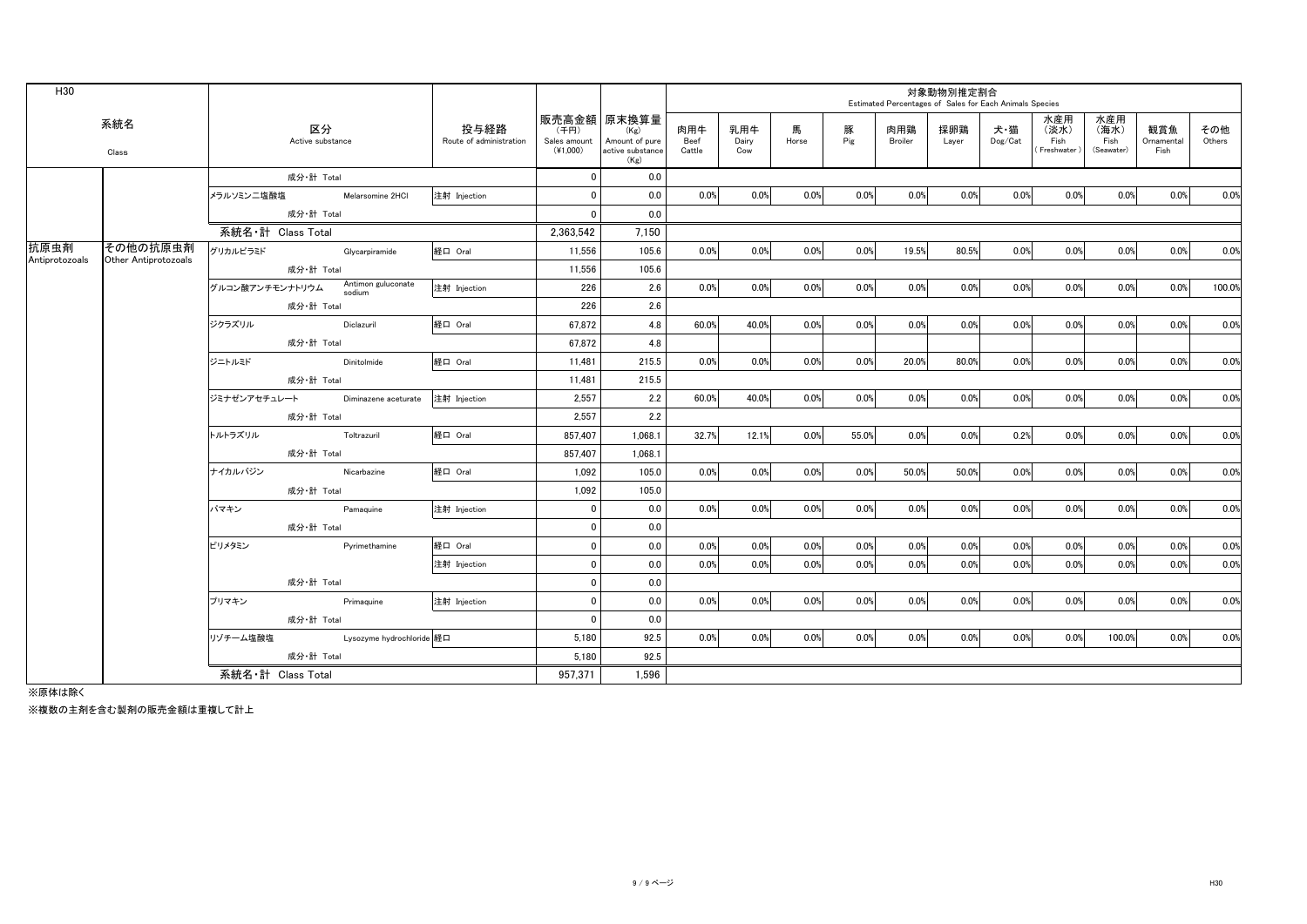H30

| 系統名 Class | | 区分 Active substance | | 投与経路 Route of administration | 販売高金額 (千円) Sales amount (¥1,000) | 原末換算量 (Kg) Amount of pure active substance (Kg) | 対象動物別推定割合 Estimated Percentages of Sales for Each Animals Species | | | | | | | | | | |
|---|---|---|---|---|---|---|---|---|---|---|---|---|---|---|---|---|---|
| | | | | | | | 肉用牛 Beef Cattle | 乳用牛 Dairy Cow | 馬 Horse | 豚 Pig | 肉用鶏 Broiler | 採卵鶏 Layer | 犬・猫 Dog/Cat | 水産用（淡水）Fish (Freshwater) | 水産用（海水）Fish (Seawater) | 観賞魚 Ornamental Fish | その他 Others |
| | | 成分・計 Total | | | 0 | 0.0 | | | | | | | | | | | |
| | | メラルソミン二塩酸塩 | Melarsomine 2HCl | 注射 Injection | 0 | 0.0 | 0.0% | 0.0% | 0.0% | 0.0% | 0.0% | 0.0% | 0.0% | 0.0% | 0.0% | 0.0% | 0.0% |
| | | 成分・計 Total | | | 0 | 0.0 | | | | | | | | | | | |
| | | 系統名・計 Class Total | | | 2,363,542 | 7,150 | | | | | | | | | | | |
| 抗原虫剤 Antiprotozoals | その他の抗原虫剤 Other Antiprotozoals | グリカルピラミド | Glycarpiramide | 経口 Oral | 11,556 | 105.6 | 0.0% | 0.0% | 0.0% | 0.0% | 19.5% | 80.5% | 0.0% | 0.0% | 0.0% | 0.0% | 0.0% |
| | | 成分・計 Total | | | 11,556 | 105.6 | | | | | | | | | | | |
| | | グルコン酸アンチモンナトリウム | Antimon guluconate sodium | 注射 Injection | 226 | 2.6 | 0.0% | 0.0% | 0.0% | 0.0% | 0.0% | 0.0% | 0.0% | 0.0% | 0.0% | 0.0% | 100.0% |
| | | 成分・計 Total | | | 226 | 2.6 | | | | | | | | | | | |
| | | ジクラズリル | Diclazuril | 経口 Oral | 67,872 | 4.8 | 60.0% | 40.0% | 0.0% | 0.0% | 0.0% | 0.0% | 0.0% | 0.0% | 0.0% | 0.0% | 0.0% |
| | | 成分・計 Total | | | 67,872 | 4.8 | | | | | | | | | | | |
| | | ジニトルミド | Dinitolmide | 経口 Oral | 11,481 | 215.5 | 0.0% | 0.0% | 0.0% | 0.0% | 20.0% | 80.0% | 0.0% | 0.0% | 0.0% | 0.0% | 0.0% |
| | | 成分・計 Total | | | 11,481 | 215.5 | | | | | | | | | | | |
| | | ジミナゼンアセチュレート | Diminazene aceturate | 注射 Injection | 2,557 | 2.2 | 60.0% | 40.0% | 0.0% | 0.0% | 0.0% | 0.0% | 0.0% | 0.0% | 0.0% | 0.0% | 0.0% |
| | | 成分・計 Total | | | 2,557 | 2.2 | | | | | | | | | | | |
| | | トルトラズリル | Toltrazuril | 経口 Oral | 857,407 | 1,068.1 | 32.7% | 12.1% | 0.0% | 55.0% | 0.0% | 0.0% | 0.2% | 0.0% | 0.0% | 0.0% | 0.0% |
| | | 成分・計 Total | | | 857,407 | 1,068.1 | | | | | | | | | | | |
| | | ナイカルバジン | Nicarbazine | 経口 Oral | 1,092 | 105.0 | 0.0% | 0.0% | 0.0% | 0.0% | 50.0% | 50.0% | 0.0% | 0.0% | 0.0% | 0.0% | 0.0% |
| | | 成分・計 Total | | | 1,092 | 105.0 | | | | | | | | | | | |
| | | パマキン | Pamaquine | 注射 Injection | 0 | 0.0 | 0.0% | 0.0% | 0.0% | 0.0% | 0.0% | 0.0% | 0.0% | 0.0% | 0.0% | 0.0% | 0.0% |
| | | 成分・計 Total | | | 0 | 0.0 | | | | | | | | | | | |
| | | ピリメタミン | Pyrimethamine | 経口 Oral | 0 | 0.0 | 0.0% | 0.0% | 0.0% | 0.0% | 0.0% | 0.0% | 0.0% | 0.0% | 0.0% | 0.0% | 0.0% |
| | | | | 注射 Injection | 0 | 0.0 | 0.0% | 0.0% | 0.0% | 0.0% | 0.0% | 0.0% | 0.0% | 0.0% | 0.0% | 0.0% | 0.0% |
| | | 成分・計 Total | | | 0 | 0.0 | | | | | | | | | | | |
| | | プリマキン | Primaquine | 注射 Injection | 0 | 0.0 | 0.0% | 0.0% | 0.0% | 0.0% | 0.0% | 0.0% | 0.0% | 0.0% | 0.0% | 0.0% | 0.0% |
| | | 成分・計 Total | | | 0 | 0.0 | | | | | | | | | | | |
| | | リゾチーム塩酸塩 | Lysozyme hydrochloride | 経口 | 5,180 | 92.5 | 0.0% | 0.0% | 0.0% | 0.0% | 0.0% | 0.0% | 0.0% | 0.0% | 100.0% | 0.0% | 0.0% |
| | | 成分・計 Total | | | 5,180 | 92.5 | | | | | | | | | | | |
| | | 系統名・計 Class Total | | | 957,371 | 1,596 | | | | | | | | | | | |

※原体は除く

※複数の主剤を含む製剤の販売金額は重複して計上